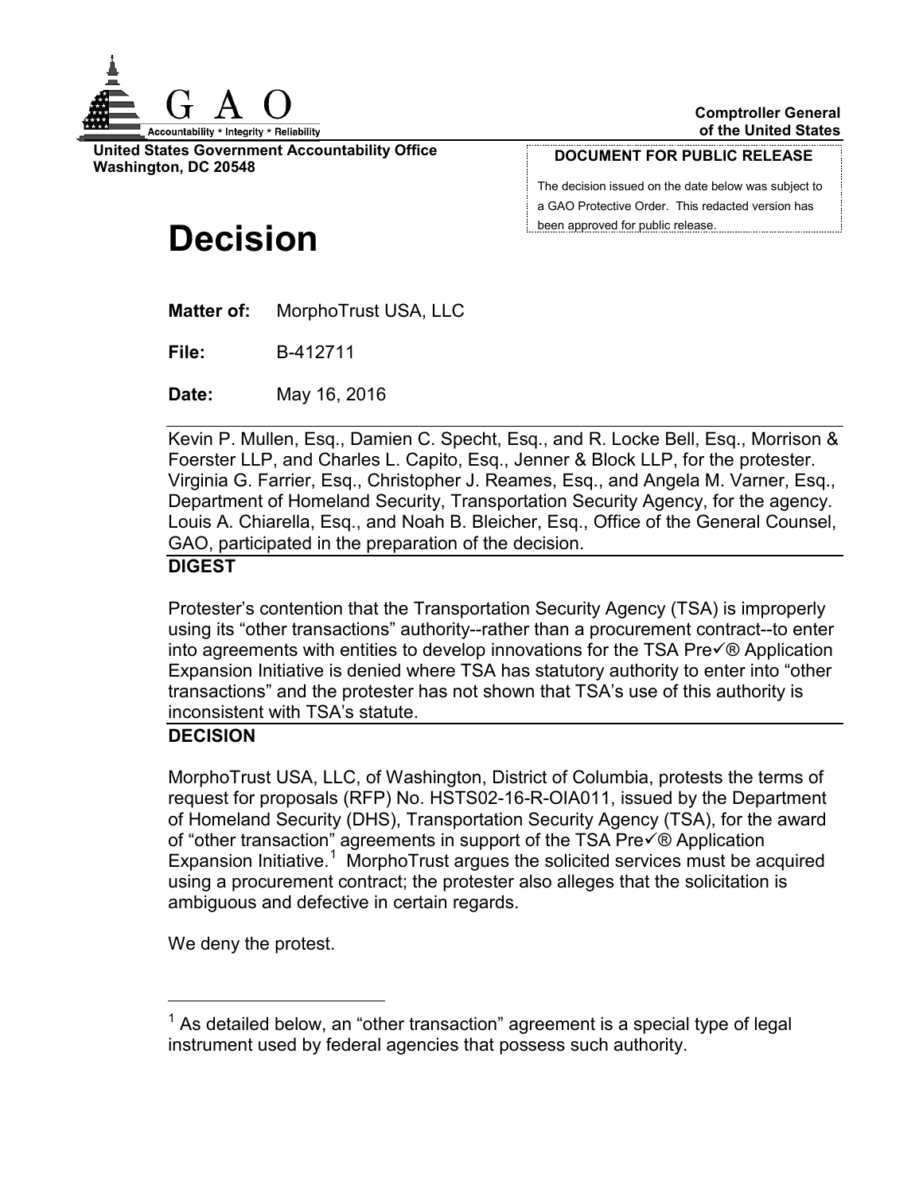**Comptroller General of the United States**

**United States Government Accountability Office**
**Washington, DC 20548**

**DOCUMENT FOR PUBLIC RELEASE**

The decision issued on the date below was subject to a GAO Protective Order. This redacted version has been approved for public release.

# Decision

**Matter of:** MorphoTrust USA, LLC

**File:** B-412711

**Date:** May 16, 2016

Kevin P. Mullen, Esq., Damien C. Specht, Esq., and R. Locke Bell, Esq., Morrison & Foerster LLP, and Charles L. Capito, Esq., Jenner & Block LLP, for the protester.
Virginia G. Farrier, Esq., Christopher J. Reames, Esq., and Angela M. Varner, Esq., Department of Homeland Security, Transportation Security Agency, for the agency.
Louis A. Chiarella, Esq., and Noah B. Bleicher, Esq., Office of the General Counsel, GAO, participated in the preparation of the decision.

## DIGEST

Protester's contention that the Transportation Security Agency (TSA) is improperly using its "other transactions" authority--rather than a procurement contract--to enter into agreements with entities to develop innovations for the TSA Pre✓® Application Expansion Initiative is denied where TSA has statutory authority to enter into "other transactions" and the protester has not shown that TSA's use of this authority is inconsistent with TSA's statute.

## DECISION

MorphoTrust USA, LLC, of Washington, District of Columbia, protests the terms of request for proposals (RFP) No. HSTS02-16-R-OIA011, issued by the Department of Homeland Security (DHS), Transportation Security Agency (TSA), for the award of "other transaction" agreements in support of the TSA Pre✓® Application Expansion Initiative.[1] MorphoTrust argues the solicited services must be acquired using a procurement contract; the protester also alleges that the solicitation is ambiguous and defective in certain regards.

We deny the protest.

[1] As detailed below, an "other transaction" agreement is a special type of legal instrument used by federal agencies that possess such authority.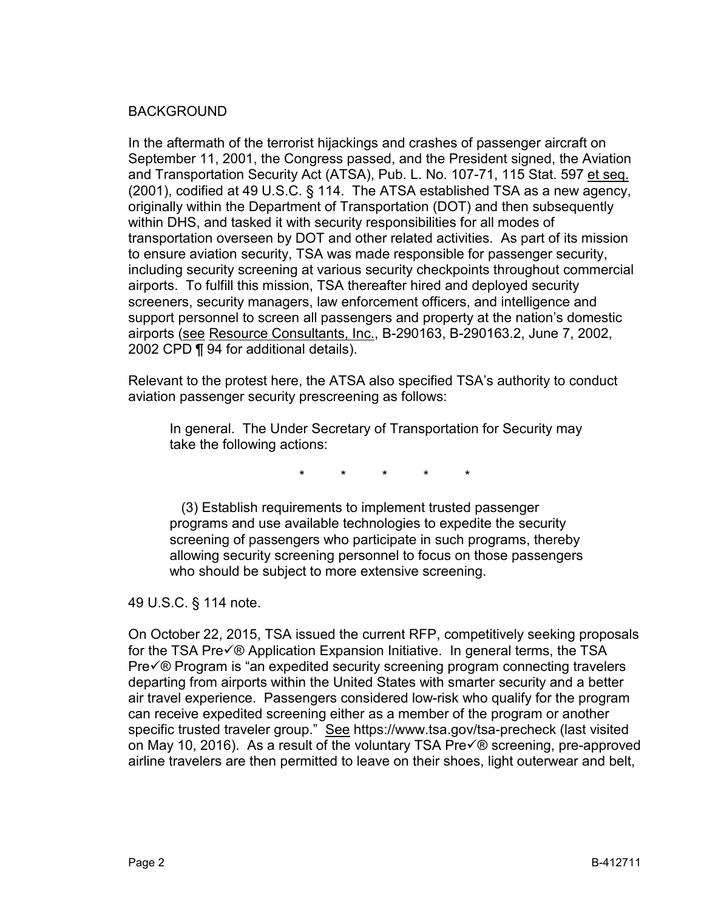BACKGROUND

In the aftermath of the terrorist hijackings and crashes of passenger aircraft on September 11, 2001, the Congress passed, and the President signed, the Aviation and Transportation Security Act (ATSA), Pub. L. No. 107-71, 115 Stat. 597 et seq. (2001), codified at 49 U.S.C. § 114. The ATSA established TSA as a new agency, originally within the Department of Transportation (DOT) and then subsequently within DHS, and tasked it with security responsibilities for all modes of transportation overseen by DOT and other related activities. As part of its mission to ensure aviation security, TSA was made responsible for passenger security, including security screening at various security checkpoints throughout commercial airports. To fulfill this mission, TSA thereafter hired and deployed security screeners, security managers, law enforcement officers, and intelligence and support personnel to screen all passengers and property at the nation's domestic airports (see Resource Consultants, Inc., B-290163, B-290163.2, June 7, 2002, 2002 CPD ¶ 94 for additional details).

Relevant to the protest here, the ATSA also specified TSA's authority to conduct aviation passenger security prescreening as follows:

> In general. The Under Secretary of Transportation for Security may take the following actions:
>
> \* \* \* \* \*
>
> (3) Establish requirements to implement trusted passenger programs and use available technologies to expedite the security screening of passengers who participate in such programs, thereby allowing security screening personnel to focus on those passengers who should be subject to more extensive screening.

49 U.S.C. § 114 note.

On October 22, 2015, TSA issued the current RFP, competitively seeking proposals for the TSA Pre✓® Application Expansion Initiative. In general terms, the TSA Pre✓® Program is "an expedited security screening program connecting travelers departing from airports within the United States with smarter security and a better air travel experience. Passengers considered low-risk who qualify for the program can receive expedited screening either as a member of the program or another specific trusted traveler group." See https://www.tsa.gov/tsa-precheck (last visited on May 10, 2016). As a result of the voluntary TSA Pre✓® screening, pre-approved airline travelers are then permitted to leave on their shoes, light outerwear and belt,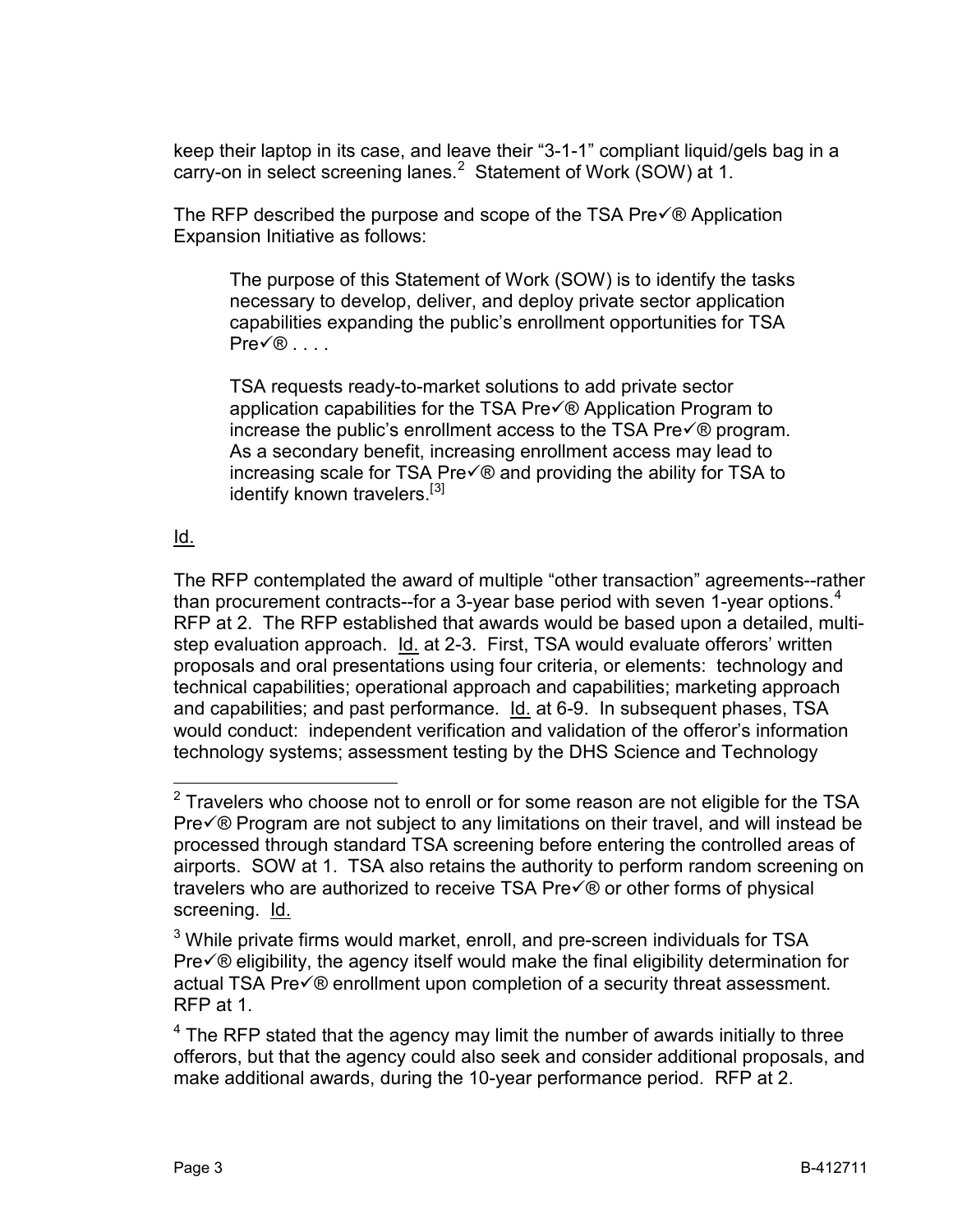keep their laptop in its case, and leave their "3-1-1" compliant liquid/gels bag in a carry-on in select screening lanes.[2] Statement of Work (SOW) at 1.

The RFP described the purpose and scope of the TSA Pre✓® Application Expansion Initiative as follows:

> The purpose of this Statement of Work (SOW) is to identify the tasks necessary to develop, deliver, and deploy private sector application capabilities expanding the public's enrollment opportunities for TSA Pre✓® . . . .
>
> TSA requests ready-to-market solutions to add private sector application capabilities for the TSA Pre✓® Application Program to increase the public's enrollment access to the TSA Pre✓® program. As a secondary benefit, increasing enrollment access may lead to increasing scale for TSA Pre✓® and providing the ability for TSA to identify known travelers.[3]

Id.

The RFP contemplated the award of multiple "other transaction" agreements--rather than procurement contracts--for a 3-year base period with seven 1-year options.[4] RFP at 2. The RFP established that awards would be based upon a detailed, multi-step evaluation approach. Id. at 2-3. First, TSA would evaluate offerors' written proposals and oral presentations using four criteria, or elements: technology and technical capabilities; operational approach and capabilities; marketing approach and capabilities; and past performance. Id. at 6-9. In subsequent phases, TSA would conduct: independent verification and validation of the offeror's information technology systems; assessment testing by the DHS Science and Technology

---

[2] Travelers who choose not to enroll or for some reason are not eligible for the TSA Pre✓® Program are not subject to any limitations on their travel, and will instead be processed through standard TSA screening before entering the controlled areas of airports. SOW at 1. TSA also retains the authority to perform random screening on travelers who are authorized to receive TSA Pre✓® or other forms of physical screening. Id.

[3] While private firms would market, enroll, and pre-screen individuals for TSA Pre✓® eligibility, the agency itself would make the final eligibility determination for actual TSA Pre✓® enrollment upon completion of a security threat assessment. RFP at 1.

[4] The RFP stated that the agency may limit the number of awards initially to three offerors, but that the agency could also seek and consider additional proposals, and make additional awards, during the 10-year performance period. RFP at 2.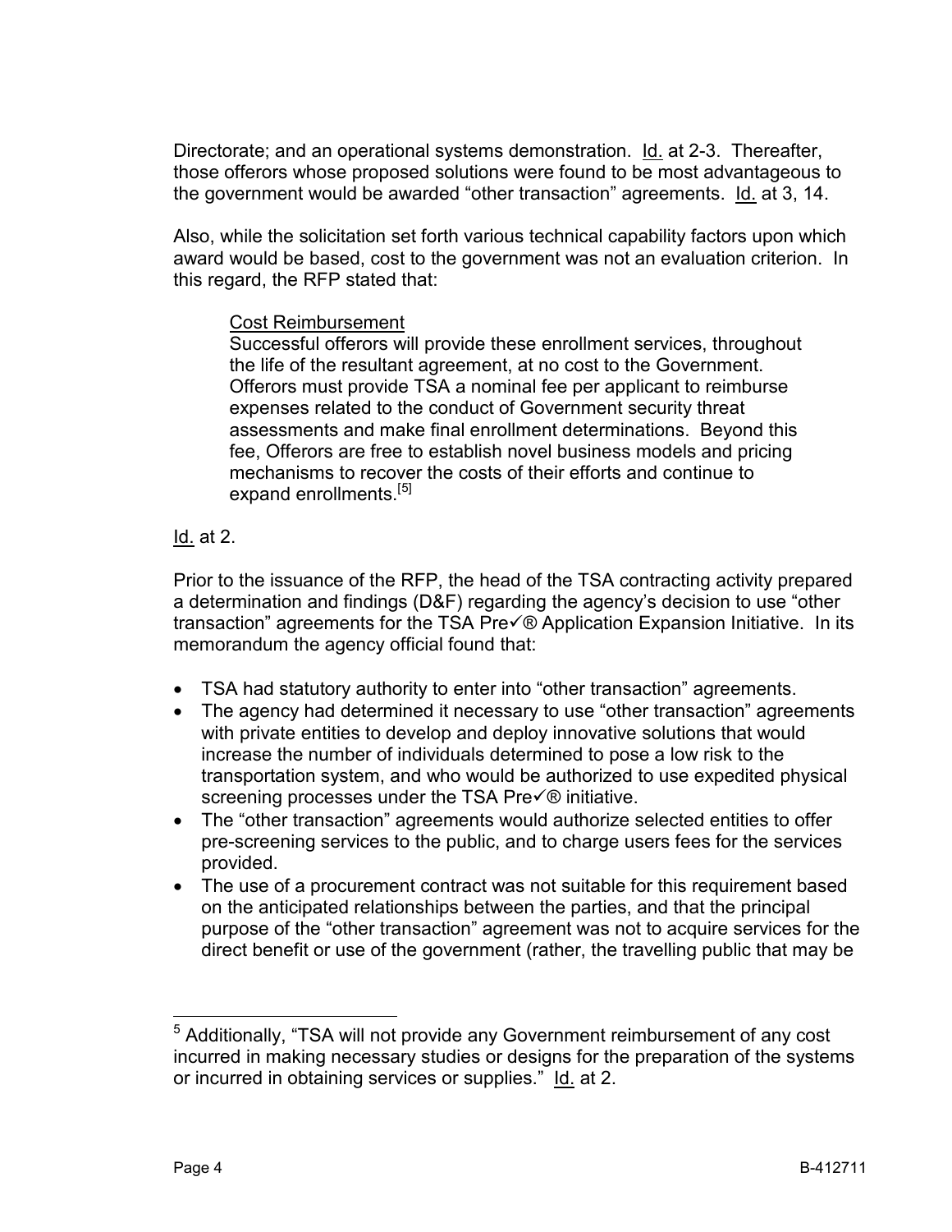Directorate; and an operational systems demonstration. Id. at 2-3. Thereafter, those offerors whose proposed solutions were found to be most advantageous to the government would be awarded "other transaction" agreements. Id. at 3, 14.

Also, while the solicitation set forth various technical capability factors upon which award would be based, cost to the government was not an evaluation criterion. In this regard, the RFP stated that:

> Cost Reimbursement
> Successful offerors will provide these enrollment services, throughout the life of the resultant agreement, at no cost to the Government. Offerors must provide TSA a nominal fee per applicant to reimburse expenses related to the conduct of Government security threat assessments and make final enrollment determinations. Beyond this fee, Offerors are free to establish novel business models and pricing mechanisms to recover the costs of their efforts and continue to expand enrollments.[5]

Id. at 2.

Prior to the issuance of the RFP, the head of the TSA contracting activity prepared a determination and findings (D&F) regarding the agency's decision to use "other transaction" agreements for the TSA Pre✓® Application Expansion Initiative. In its memorandum the agency official found that:

- TSA had statutory authority to enter into "other transaction" agreements.
- The agency had determined it necessary to use "other transaction" agreements with private entities to develop and deploy innovative solutions that would increase the number of individuals determined to pose a low risk to the transportation system, and who would be authorized to use expedited physical screening processes under the TSA Pre✓® initiative.
- The "other transaction" agreements would authorize selected entities to offer pre-screening services to the public, and to charge users fees for the services provided.
- The use of a procurement contract was not suitable for this requirement based on the anticipated relationships between the parties, and that the principal purpose of the "other transaction" agreement was not to acquire services for the direct benefit or use of the government (rather, the travelling public that may be

[5] Additionally, "TSA will not provide any Government reimbursement of any cost incurred in making necessary studies or designs for the preparation of the systems or incurred in obtaining services or supplies." Id. at 2.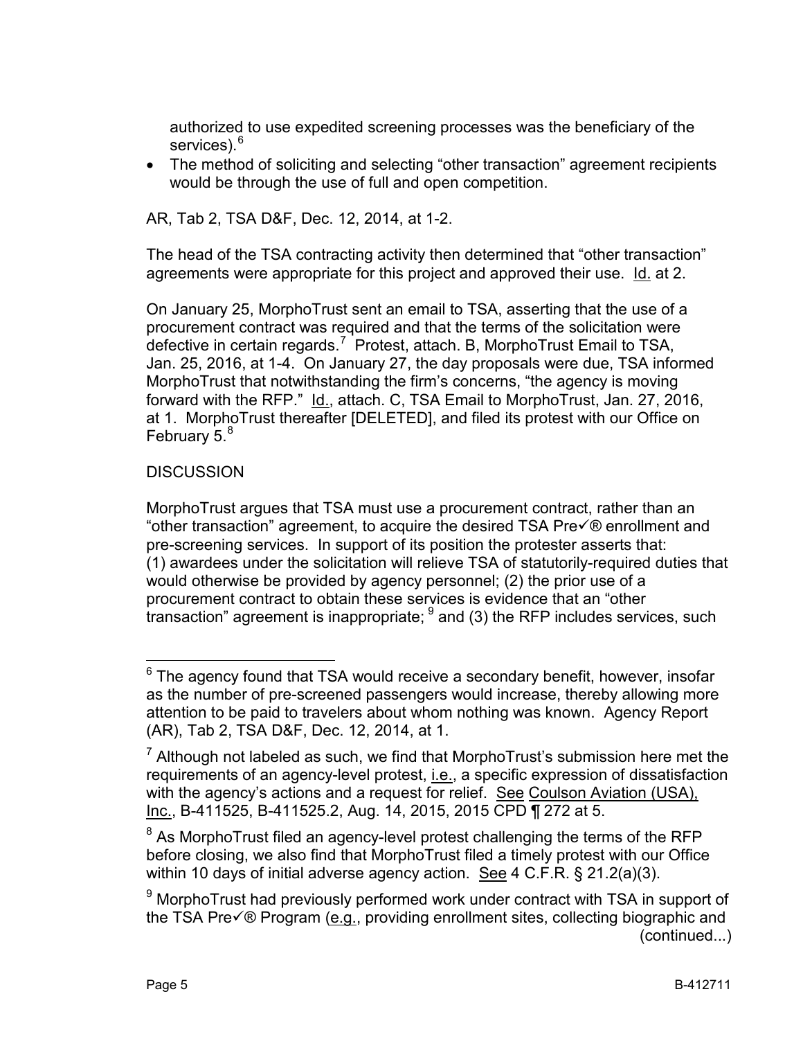authorized to use expedited screening processes was the beneficiary of the services).[6]

- The method of soliciting and selecting "other transaction" agreement recipients would be through the use of full and open competition.

AR, Tab 2, TSA D&F, Dec. 12, 2014, at 1-2.

The head of the TSA contracting activity then determined that "other transaction" agreements were appropriate for this project and approved their use. Id. at 2.

On January 25, MorphoTrust sent an email to TSA, asserting that the use of a procurement contract was required and that the terms of the solicitation were defective in certain regards.[7] Protest, attach. B, MorphoTrust Email to TSA, Jan. 25, 2016, at 1-4. On January 27, the day proposals were due, TSA informed MorphoTrust that notwithstanding the firm's concerns, "the agency is moving forward with the RFP." Id., attach. C, TSA Email to MorphoTrust, Jan. 27, 2016, at 1. MorphoTrust thereafter [DELETED], and filed its protest with our Office on February 5.[8]

DISCUSSION

MorphoTrust argues that TSA must use a procurement contract, rather than an "other transaction" agreement, to acquire the desired TSA Pre✓® enrollment and pre-screening services. In support of its position the protester asserts that: (1) awardees under the solicitation will relieve TSA of statutorily-required duties that would otherwise be provided by agency personnel; (2) the prior use of a procurement contract to obtain these services is evidence that an "other transaction" agreement is inappropriate; [9] and (3) the RFP includes services, such

---

[6] The agency found that TSA would receive a secondary benefit, however, insofar as the number of pre-screened passengers would increase, thereby allowing more attention to be paid to travelers about whom nothing was known. Agency Report (AR), Tab 2, TSA D&F, Dec. 12, 2014, at 1.

[7] Although not labeled as such, we find that MorphoTrust's submission here met the requirements of an agency-level protest, i.e., a specific expression of dissatisfaction with the agency's actions and a request for relief. See Coulson Aviation (USA), Inc., B-411525, B-411525.2, Aug. 14, 2015, 2015 CPD ¶ 272 at 5.

[8] As MorphoTrust filed an agency-level protest challenging the terms of the RFP before closing, we also find that MorphoTrust filed a timely protest with our Office within 10 days of initial adverse agency action. See 4 C.F.R. § 21.2(a)(3).

[9] MorphoTrust had previously performed work under contract with TSA in support of the TSA Pre✓® Program (e.g., providing enrollment sites, collecting biographic and (continued...)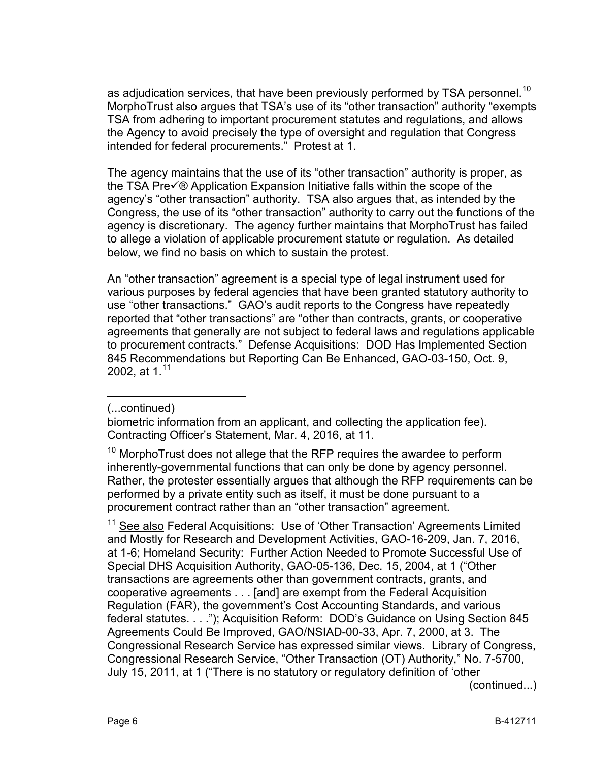as adjudication services, that have been previously performed by TSA personnel.[10] MorphoTrust also argues that TSA's use of its "other transaction" authority "exempts TSA from adhering to important procurement statutes and regulations, and allows the Agency to avoid precisely the type of oversight and regulation that Congress intended for federal procurements." Protest at 1.

The agency maintains that the use of its "other transaction" authority is proper, as the TSA Pre✓® Application Expansion Initiative falls within the scope of the agency's "other transaction" authority. TSA also argues that, as intended by the Congress, the use of its "other transaction" authority to carry out the functions of the agency is discretionary. The agency further maintains that MorphoTrust has failed to allege a violation of applicable procurement statute or regulation. As detailed below, we find no basis on which to sustain the protest.

An "other transaction" agreement is a special type of legal instrument used for various purposes by federal agencies that have been granted statutory authority to use "other transactions." GAO's audit reports to the Congress have repeatedly reported that "other transactions" are "other than contracts, grants, or cooperative agreements that generally are not subject to federal laws and regulations applicable to procurement contracts." Defense Acquisitions: DOD Has Implemented Section 845 Recommendations but Reporting Can Be Enhanced, GAO-03-150, Oct. 9, 2002, at 1.[11]

---

(...continued)
biometric information from an applicant, and collecting the application fee). Contracting Officer's Statement, Mar. 4, 2016, at 11.

[10] MorphoTrust does not allege that the RFP requires the awardee to perform inherently-governmental functions that can only be done by agency personnel. Rather, the protester essentially argues that although the RFP requirements can be performed by a private entity such as itself, it must be done pursuant to a procurement contract rather than an "other transaction" agreement.

[11] See also Federal Acquisitions: Use of 'Other Transaction' Agreements Limited and Mostly for Research and Development Activities, GAO-16-209, Jan. 7, 2016, at 1-6; Homeland Security: Further Action Needed to Promote Successful Use of Special DHS Acquisition Authority, GAO-05-136, Dec. 15, 2004, at 1 ("Other transactions are agreements other than government contracts, grants, and cooperative agreements . . . [and] are exempt from the Federal Acquisition Regulation (FAR), the government's Cost Accounting Standards, and various federal statutes. . . ."); Acquisition Reform: DOD's Guidance on Using Section 845 Agreements Could Be Improved, GAO/NSIAD-00-33, Apr. 7, 2000, at 3. The Congressional Research Service has expressed similar views. Library of Congress, Congressional Research Service, "Other Transaction (OT) Authority," No. 7-5700, July 15, 2011, at 1 ("There is no statutory or regulatory definition of 'other
(continued...)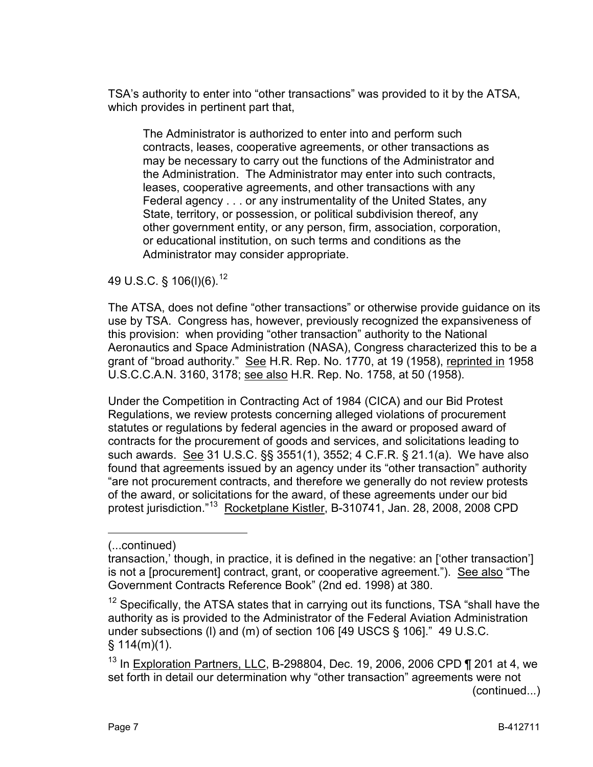TSA's authority to enter into "other transactions" was provided to it by the ATSA, which provides in pertinent part that,

> The Administrator is authorized to enter into and perform such contracts, leases, cooperative agreements, or other transactions as may be necessary to carry out the functions of the Administrator and the Administration. The Administrator may enter into such contracts, leases, cooperative agreements, and other transactions with any Federal agency . . . or any instrumentality of the United States, any State, territory, or possession, or political subdivision thereof, any other government entity, or any person, firm, association, corporation, or educational institution, on such terms and conditions as the Administrator may consider appropriate.

49 U.S.C. § 106(l)(6).[12]

The ATSA, does not define "other transactions" or otherwise provide guidance on its use by TSA. Congress has, however, previously recognized the expansiveness of this provision: when providing "other transaction" authority to the National Aeronautics and Space Administration (NASA), Congress characterized this to be a grant of "broad authority." See H.R. Rep. No. 1770, at 19 (1958), reprinted in 1958 U.S.C.C.A.N. 3160, 3178; see also H.R. Rep. No. 1758, at 50 (1958).

Under the Competition in Contracting Act of 1984 (CICA) and our Bid Protest Regulations, we review protests concerning alleged violations of procurement statutes or regulations by federal agencies in the award or proposed award of contracts for the procurement of goods and services, and solicitations leading to such awards. See 31 U.S.C. §§ 3551(1), 3552; 4 C.F.R. § 21.1(a). We have also found that agreements issued by an agency under its "other transaction" authority "are not procurement contracts, and therefore we generally do not review protests of the award, or solicitations for the award, of these agreements under our bid protest jurisdiction."[13] Rocketplane Kistler, B-310741, Jan. 28, 2008, 2008 CPD

---

(...continued)
transaction,' though, in practice, it is defined in the negative: an ['other transaction'] is not a [procurement] contract, grant, or cooperative agreement."). See also "The Government Contracts Reference Book" (2nd ed. 1998) at 380.

[12] Specifically, the ATSA states that in carrying out its functions, TSA "shall have the authority as is provided to the Administrator of the Federal Aviation Administration under subsections (l) and (m) of section 106 [49 USCS § 106]." 49 U.S.C. § 114(m)(1).

[13] In Exploration Partners, LLC, B-298804, Dec. 19, 2006, 2006 CPD ¶ 201 at 4, we set forth in detail our determination why "other transaction" agreements were not (continued...)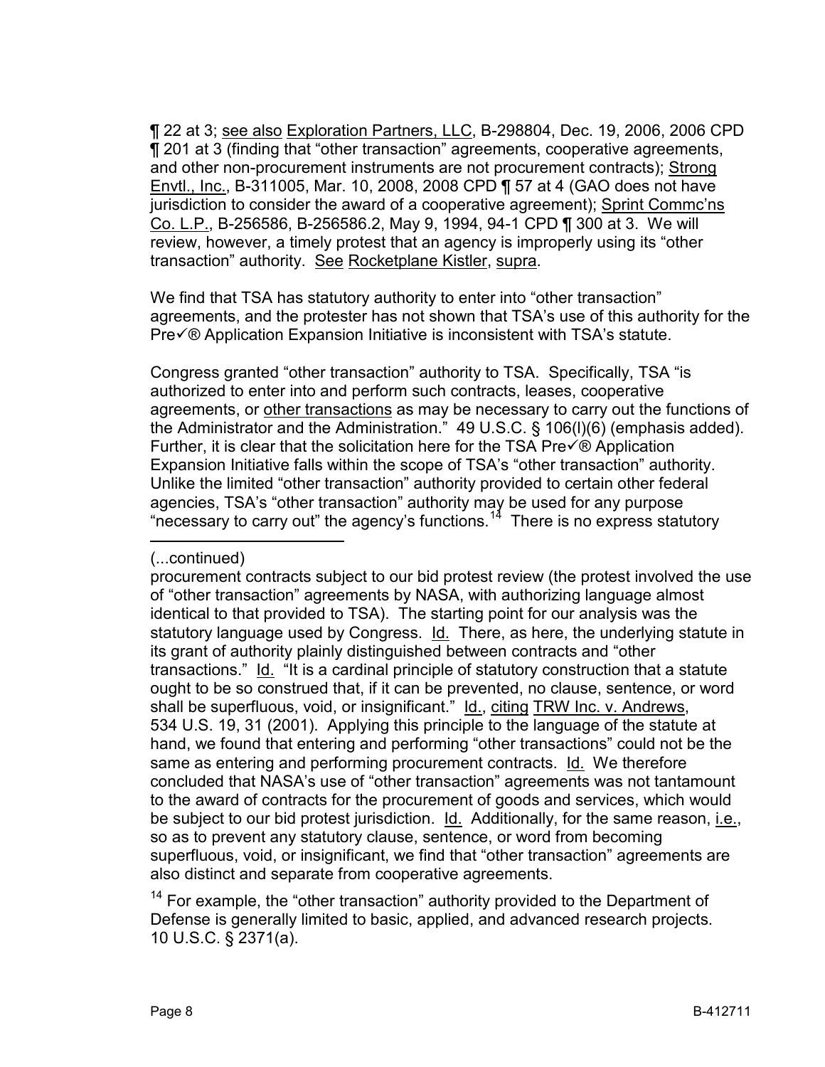¶ 22 at 3; see also Exploration Partners, LLC, B-298804, Dec. 19, 2006, 2006 CPD ¶ 201 at 3 (finding that "other transaction" agreements, cooperative agreements, and other non-procurement instruments are not procurement contracts); Strong Envtl., Inc., B-311005, Mar. 10, 2008, 2008 CPD ¶ 57 at 4 (GAO does not have jurisdiction to consider the award of a cooperative agreement); Sprint Commc'ns Co. L.P., B-256586, B-256586.2, May 9, 1994, 94-1 CPD ¶ 300 at 3. We will review, however, a timely protest that an agency is improperly using its "other transaction" authority. See Rocketplane Kistler, supra.

We find that TSA has statutory authority to enter into "other transaction" agreements, and the protester has not shown that TSA's use of this authority for the Pre✓® Application Expansion Initiative is inconsistent with TSA's statute.

Congress granted "other transaction" authority to TSA. Specifically, TSA "is authorized to enter into and perform such contracts, leases, cooperative agreements, or other transactions as may be necessary to carry out the functions of the Administrator and the Administration." 49 U.S.C. § 106(l)(6) (emphasis added). Further, it is clear that the solicitation here for the TSA Pre✓® Application Expansion Initiative falls within the scope of TSA's "other transaction" authority. Unlike the limited "other transaction" authority provided to certain other federal agencies, TSA's "other transaction" authority may be used for any purpose "necessary to carry out" the agency's functions.[14] There is no express statutory

---

(...continued)

procurement contracts subject to our bid protest review (the protest involved the use of "other transaction" agreements by NASA, with authorizing language almost identical to that provided to TSA). The starting point for our analysis was the statutory language used by Congress. Id. There, as here, the underlying statute in its grant of authority plainly distinguished between contracts and "other transactions." Id. "It is a cardinal principle of statutory construction that a statute ought to be so construed that, if it can be prevented, no clause, sentence, or word shall be superfluous, void, or insignificant." Id., citing TRW Inc. v. Andrews, 534 U.S. 19, 31 (2001). Applying this principle to the language of the statute at hand, we found that entering and performing "other transactions" could not be the same as entering and performing procurement contracts. Id. We therefore concluded that NASA's use of "other transaction" agreements was not tantamount to the award of contracts for the procurement of goods and services, which would be subject to our bid protest jurisdiction. Id. Additionally, for the same reason, i.e., so as to prevent any statutory clause, sentence, or word from becoming superfluous, void, or insignificant, we find that "other transaction" agreements are also distinct and separate from cooperative agreements.

[14] For example, the "other transaction" authority provided to the Department of Defense is generally limited to basic, applied, and advanced research projects. 10 U.S.C. § 2371(a).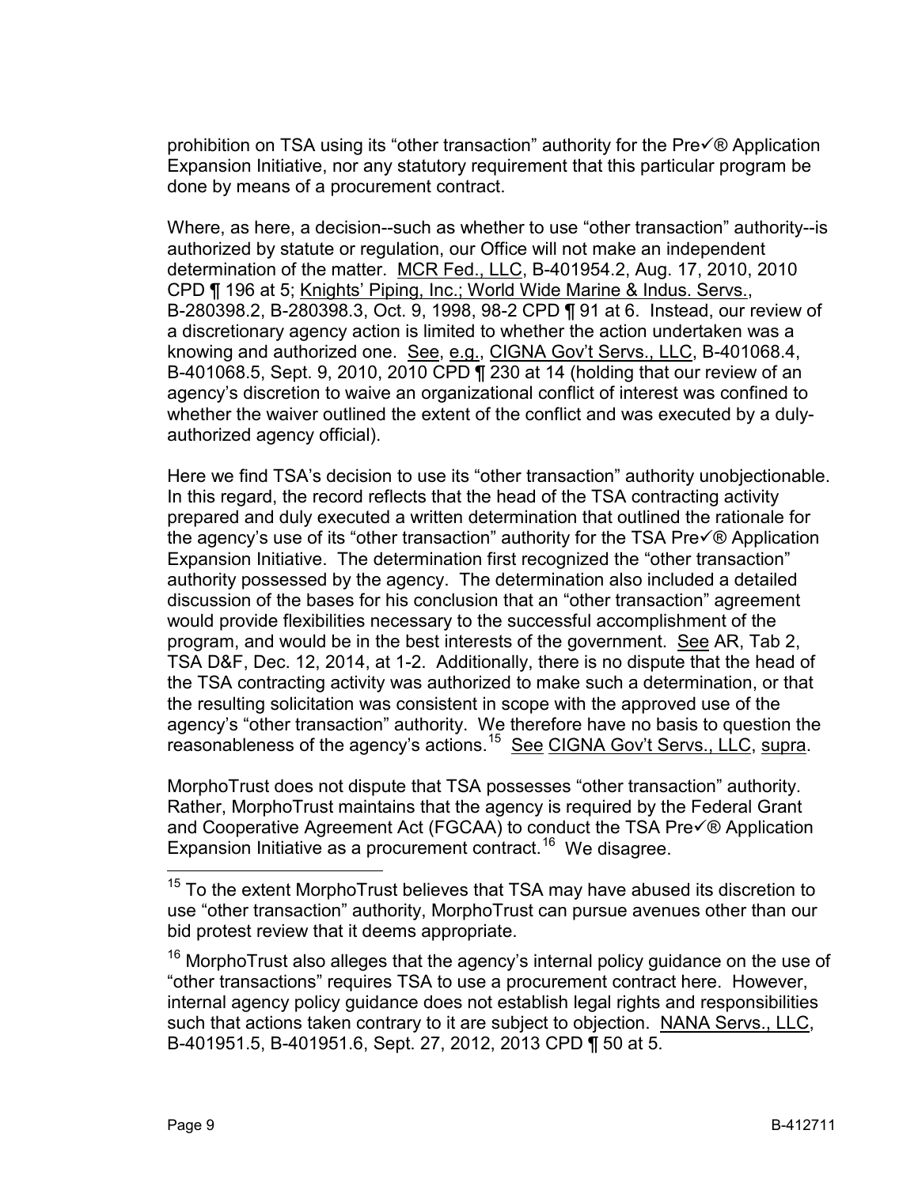prohibition on TSA using its "other transaction" authority for the Pre✓® Application Expansion Initiative, nor any statutory requirement that this particular program be done by means of a procurement contract.

Where, as here, a decision--such as whether to use "other transaction" authority--is authorized by statute or regulation, our Office will not make an independent determination of the matter. MCR Fed., LLC, B-401954.2, Aug. 17, 2010, 2010 CPD ¶ 196 at 5; Knights' Piping, Inc.; World Wide Marine & Indus. Servs., B-280398.2, B-280398.3, Oct. 9, 1998, 98-2 CPD ¶ 91 at 6. Instead, our review of a discretionary agency action is limited to whether the action undertaken was a knowing and authorized one. See, e.g., CIGNA Gov't Servs., LLC, B-401068.4, B-401068.5, Sept. 9, 2010, 2010 CPD ¶ 230 at 14 (holding that our review of an agency's discretion to waive an organizational conflict of interest was confined to whether the waiver outlined the extent of the conflict and was executed by a duly-authorized agency official).

Here we find TSA's decision to use its "other transaction" authority unobjectionable. In this regard, the record reflects that the head of the TSA contracting activity prepared and duly executed a written determination that outlined the rationale for the agency's use of its "other transaction" authority for the TSA Pre✓® Application Expansion Initiative. The determination first recognized the "other transaction" authority possessed by the agency. The determination also included a detailed discussion of the bases for his conclusion that an "other transaction" agreement would provide flexibilities necessary to the successful accomplishment of the program, and would be in the best interests of the government. See AR, Tab 2, TSA D&F, Dec. 12, 2014, at 1-2. Additionally, there is no dispute that the head of the TSA contracting activity was authorized to make such a determination, or that the resulting solicitation was consistent in scope with the approved use of the agency's "other transaction" authority. We therefore have no basis to question the reasonableness of the agency's actions.[15] See CIGNA Gov't Servs., LLC, supra.

MorphoTrust does not dispute that TSA possesses "other transaction" authority. Rather, MorphoTrust maintains that the agency is required by the Federal Grant and Cooperative Agreement Act (FGCAA) to conduct the TSA Pre✓® Application Expansion Initiative as a procurement contract.[16] We disagree.

---

[15] To the extent MorphoTrust believes that TSA may have abused its discretion to use "other transaction" authority, MorphoTrust can pursue avenues other than our bid protest review that it deems appropriate.

[16] MorphoTrust also alleges that the agency's internal policy guidance on the use of "other transactions" requires TSA to use a procurement contract here. However, internal agency policy guidance does not establish legal rights and responsibilities such that actions taken contrary to it are subject to objection. NANA Servs., LLC, B-401951.5, B-401951.6, Sept. 27, 2012, 2013 CPD ¶ 50 at 5.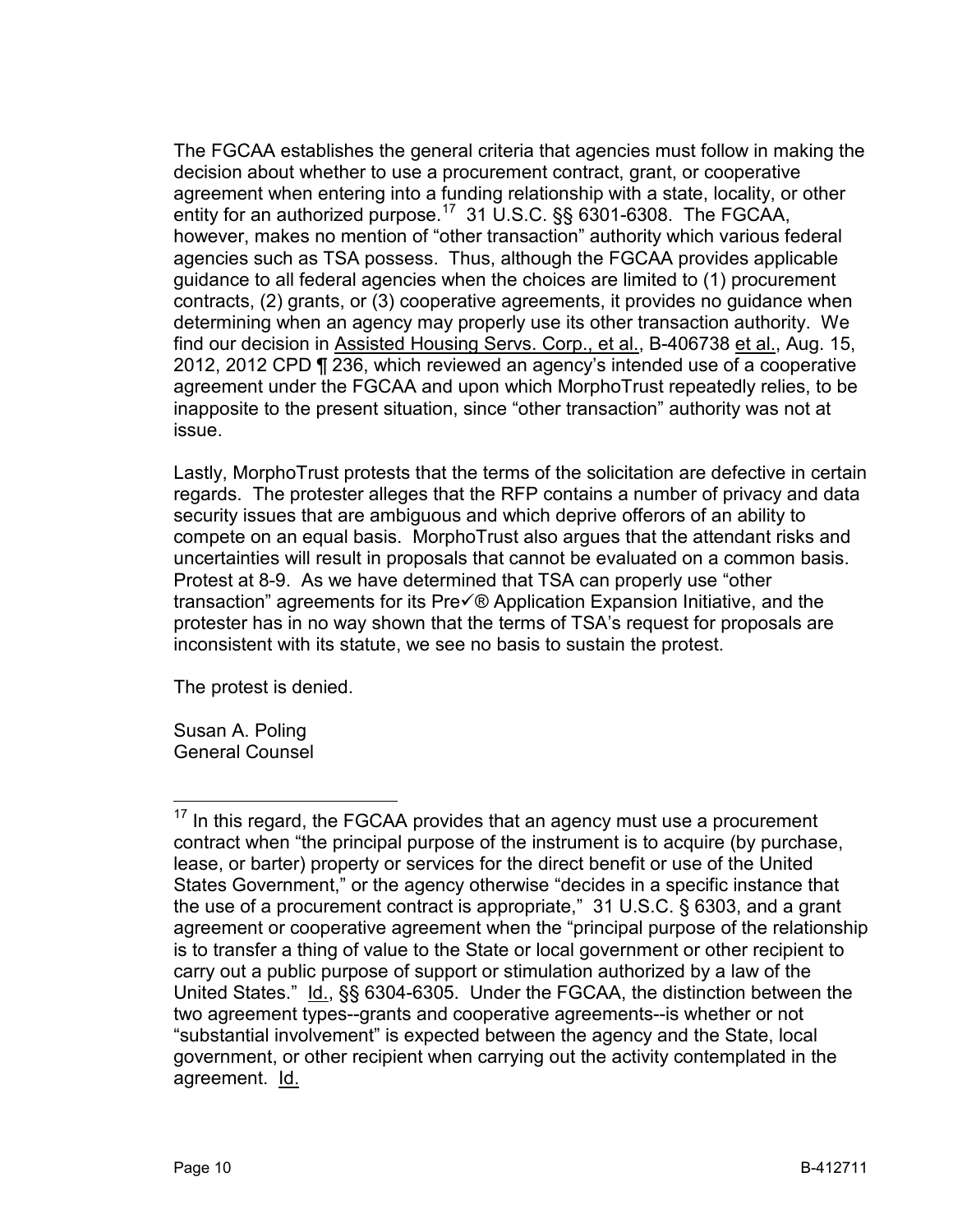The FGCAA establishes the general criteria that agencies must follow in making the decision about whether to use a procurement contract, grant, or cooperative agreement when entering into a funding relationship with a state, locality, or other entity for an authorized purpose.[17] 31 U.S.C. §§ 6301-6308. The FGCAA, however, makes no mention of "other transaction" authority which various federal agencies such as TSA possess. Thus, although the FGCAA provides applicable guidance to all federal agencies when the choices are limited to (1) procurement contracts, (2) grants, or (3) cooperative agreements, it provides no guidance when determining when an agency may properly use its other transaction authority. We find our decision in Assisted Housing Servs. Corp., et al., B-406738 et al., Aug. 15, 2012, 2012 CPD ¶ 236, which reviewed an agency's intended use of a cooperative agreement under the FGCAA and upon which MorphoTrust repeatedly relies, to be inapposite to the present situation, since "other transaction" authority was not at issue.

Lastly, MorphoTrust protests that the terms of the solicitation are defective in certain regards. The protester alleges that the RFP contains a number of privacy and data security issues that are ambiguous and which deprive offerors of an ability to compete on an equal basis. MorphoTrust also argues that the attendant risks and uncertainties will result in proposals that cannot be evaluated on a common basis. Protest at 8-9. As we have determined that TSA can properly use "other transaction" agreements for its Pre✓® Application Expansion Initiative, and the protester has in no way shown that the terms of TSA's request for proposals are inconsistent with its statute, we see no basis to sustain the protest.

The protest is denied.

Susan A. Poling
General Counsel

---

[17] In this regard, the FGCAA provides that an agency must use a procurement contract when "the principal purpose of the instrument is to acquire (by purchase, lease, or barter) property or services for the direct benefit or use of the United States Government," or the agency otherwise "decides in a specific instance that the use of a procurement contract is appropriate," 31 U.S.C. § 6303, and a grant agreement or cooperative agreement when the "principal purpose of the relationship is to transfer a thing of value to the State or local government or other recipient to carry out a public purpose of support or stimulation authorized by a law of the United States." Id., §§ 6304-6305. Under the FGCAA, the distinction between the two agreement types--grants and cooperative agreements--is whether or not "substantial involvement" is expected between the agency and the State, local government, or other recipient when carrying out the activity contemplated in the agreement. Id.